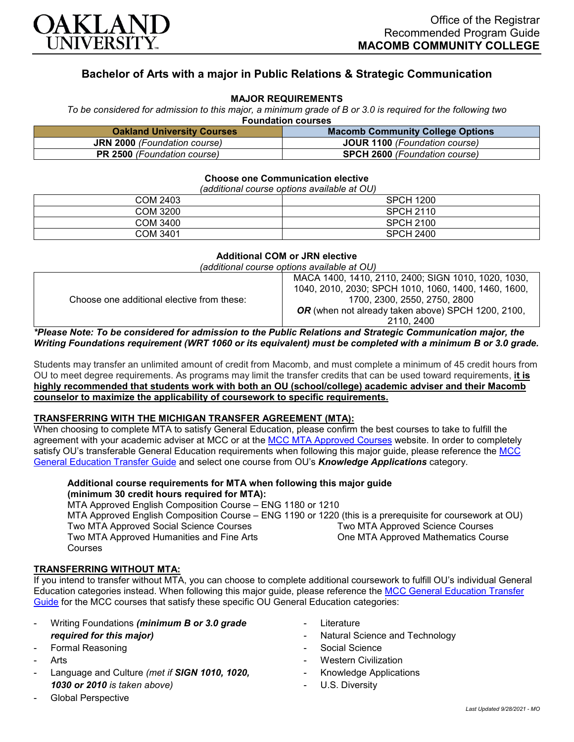OAKLAND UNIVERSITY

Office of the Registrar
Recommended Program Guide
**MACOMB COMMUNITY COLLEGE**

# Bachelor of Arts with a major in Public Relations & Strategic Communication

## MAJOR REQUIREMENTS

*To be considered for admission to this major, a minimum grade of B or 3.0 is required for the following two*

**Foundation courses**

| Oakland University Courses | Macomb Community College Options |
|---|---|
| **JRN 2000** *(Foundation course)* | **JOUR 1100** *(Foundation course)* |
| **PR 2500** *(Foundation course)* | **SPCH 2600** *(Foundation course)* |

**Choose one Communication elective**

*(additional course options available at OU)*

| | |
|---|---|
| COM 2403 | SPCH 1200 |
| COM 3200 | SPCH 2110 |
| COM 3400 | SPCH 2100 |
| COM 3401 | SPCH 2400 |

**Additional COM or JRN elective**

*(additional course options available at OU)*

| | |
|---|---|
| Choose one additional elective from these: | MACA 1400, 1410, 2110, 2400; SIGN 1010, 1020, 1030, 1040, 2010, 2030; SPCH 1010, 1060, 1400, 1460, 1600, 1700, 2300, 2550, 2750, 2800 ***OR*** (when not already taken above) SPCH 1200, 2100, 2110, 2400 |

***Please Note: To be considered for admission to the Public Relations and Strategic Communication major, the Writing Foundations requirement (WRT 1060 or its equivalent) must be completed with a minimum B or 3.0 grade.***

Students may transfer an unlimited amount of credit from Macomb, and must complete a minimum of 45 credit hours from OU to meet degree requirements. As programs may limit the transfer credits that can be used toward requirements, **it is highly recommended that students work with both an OU (school/college) academic adviser and their Macomb counselor to maximize the applicability of coursework to specific requirements.**

## TRANSFERRING WITH THE MICHIGAN TRANSFER AGREEMENT (MTA):

When choosing to complete MTA to satisfy General Education, please confirm the best courses to take to fulfill the agreement with your academic adviser at MCC or at the MCC MTA Approved Courses website. In order to completely satisfy OU's transferable General Education requirements when following this major guide, please reference the MCC General Education Transfer Guide and select one course from OU's ***Knowledge Applications*** category.

**Additional course requirements for MTA when following this major guide (minimum 30 credit hours required for MTA):**

MTA Approved English Composition Course – ENG 1180 or 1210
MTA Approved English Composition Course – ENG 1190 or 1220 (this is a prerequisite for coursework at OU)
Two MTA Approved Social Science Courses
Two MTA Approved Humanities and Fine Arts Courses
Two MTA Approved Science Courses
One MTA Approved Mathematics Course

## TRANSFERRING WITHOUT MTA:

If you intend to transfer without MTA, you can choose to complete additional coursework to fulfill OU's individual General Education categories instead. When following this major guide, please reference the MCC General Education Transfer Guide for the MCC courses that satisfy these specific OU General Education categories:

- Writing Foundations ***(minimum B or 3.0 grade required for this major)***
- Formal Reasoning
- Arts
- Language and Culture *(met if **SIGN 1010, 1020, 1030 or 2010** is taken above)*
- Global Perspective
- Literature
- Natural Science and Technology
- Social Science
- Western Civilization
- Knowledge Applications
- U.S. Diversity

*Last Updated 9/28/2021 - MO*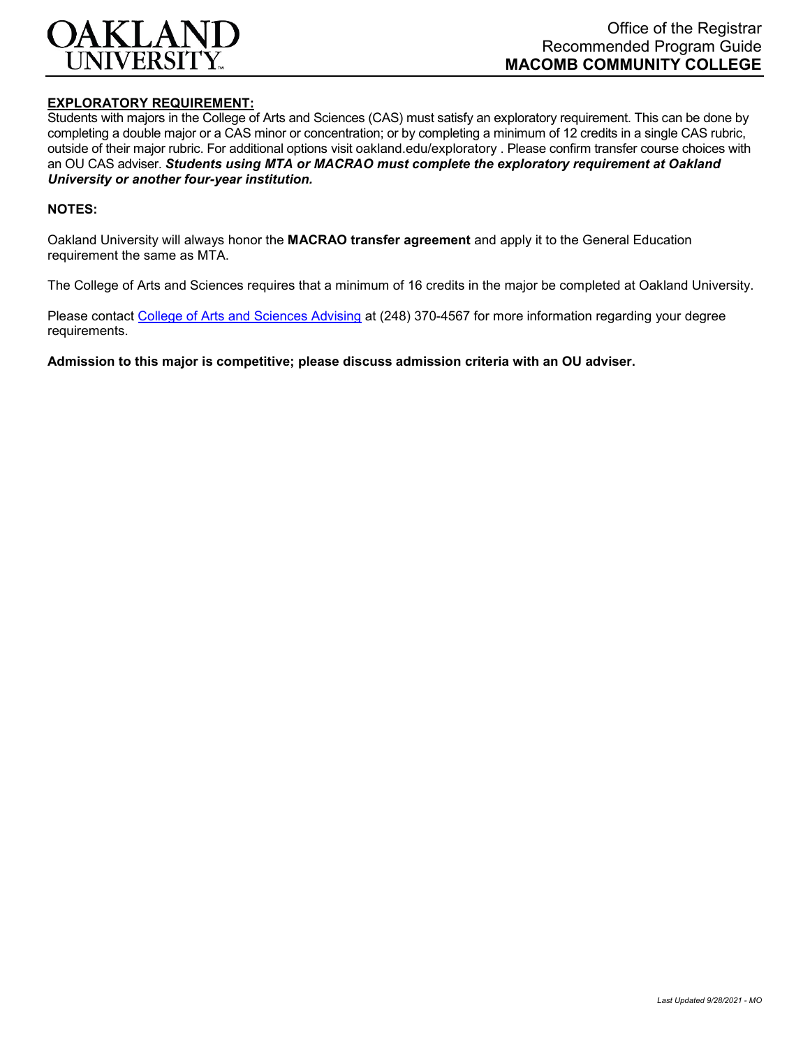**EXPLORATORY REQUIREMENT:**

Students with majors in the College of Arts and Sciences (CAS) must satisfy an exploratory requirement. This can be done by completing a double major or a CAS minor or concentration; or by completing a minimum of 12 credits in a single CAS rubric, outside of their major rubric. For additional options visit oakland.edu/exploratory . Please confirm transfer course choices with an OU CAS adviser. ***Students using MTA or MACRAO must complete the exploratory requirement at Oakland University or another four-year institution.***

**NOTES:**

Oakland University will always honor the **MACRAO transfer agreement** and apply it to the General Education requirement the same as MTA.

The College of Arts and Sciences requires that a minimum of 16 credits in the major be completed at Oakland University.

Please contact College of Arts and Sciences Advising at (248) 370-4567 for more information regarding your degree requirements.

**Admission to this major is competitive; please discuss admission criteria with an OU adviser.**

*Last Updated 9/28/2021 - MO*